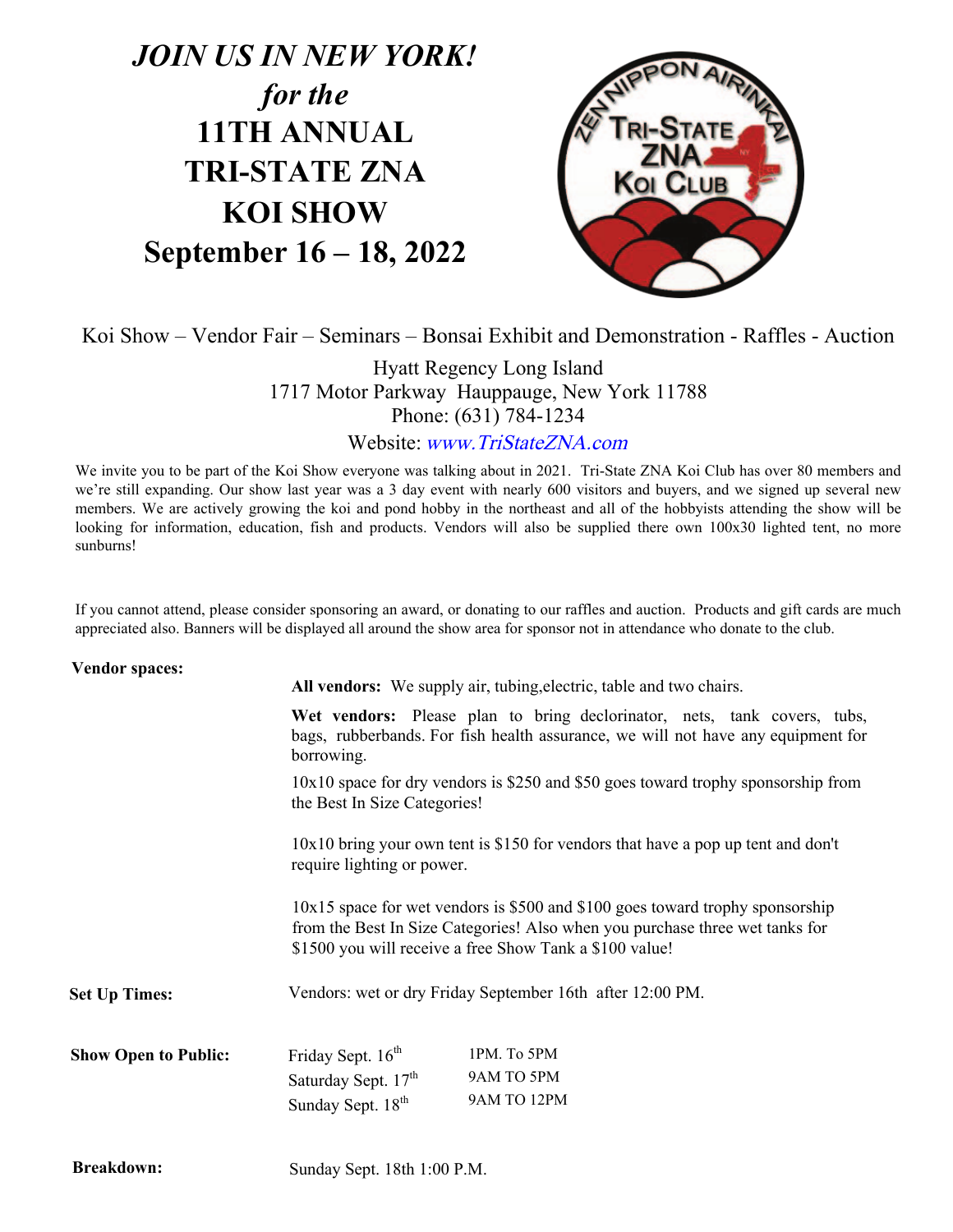# *JOIN US IN NEW YORK!*

## *for the*

# 11TH ANNUAL TRI-STATE ZNA KOI SHOW

# September 16 – 18, 2022

Koi Show – Vendor Fair – Seminars – Bonsai Exhibit and Demonstration - Raffles - Auction

Hyatt Regency Long Island
1717 Motor Parkway Hauppauge, New York 11788
Phone: (631) 784-1234
Website: *www.TriStateZNA.com*

We invite you to be part of the Koi Show everyone was talking about in 2021. Tri-State ZNA Koi Club has over 80 members and we're still expanding. Our show last year was a 3 day event with nearly 600 visitors and buyers, and we signed up several new members. We are actively growing the koi and pond hobby in the northeast and all of the hobbyists attending the show will be looking for information, education, fish and products. Vendors will also be supplied there own 100x30 lighted tent, no more sunburns!

If you cannot attend, please consider sponsoring an award, or donating to our raffles and auction. Products and gift cards are much appreciated also. Banners will be displayed all around the show area for sponsor not in attendance who donate to the club.

**Vendor spaces:**

**All vendors:** We supply air, tubing,electric, table and two chairs.

**Wet vendors:** Please plan to bring declorinator, nets, tank covers, tubs, bags, rubberbands. For fish health assurance, we will not have any equipment for borrowing.

10x10 space for dry vendors is $250 and $50 goes toward trophy sponsorship from the Best In Size Categories!

10x10 bring your own tent is $150 for vendors that have a pop up tent and don't require lighting or power.

10x15 space for wet vendors is $500 and $100 goes toward trophy sponsorship from the Best In Size Categories! Also when you purchase three wet tanks for $1500 you will receive a free Show Tank a $100 value!

**Set Up Times:** Vendors: wet or dry Friday September 16th after 12:00 PM.

**Show Open to Public:**

| | |
|---|---|
| Friday Sept. 16th | 1PM. To 5PM |
| Saturday Sept. 17th | 9AM TO 5PM |
| Sunday Sept. 18th | 9AM TO 12PM |

**Breakdown:** Sunday Sept. 18th 1:00 P.M.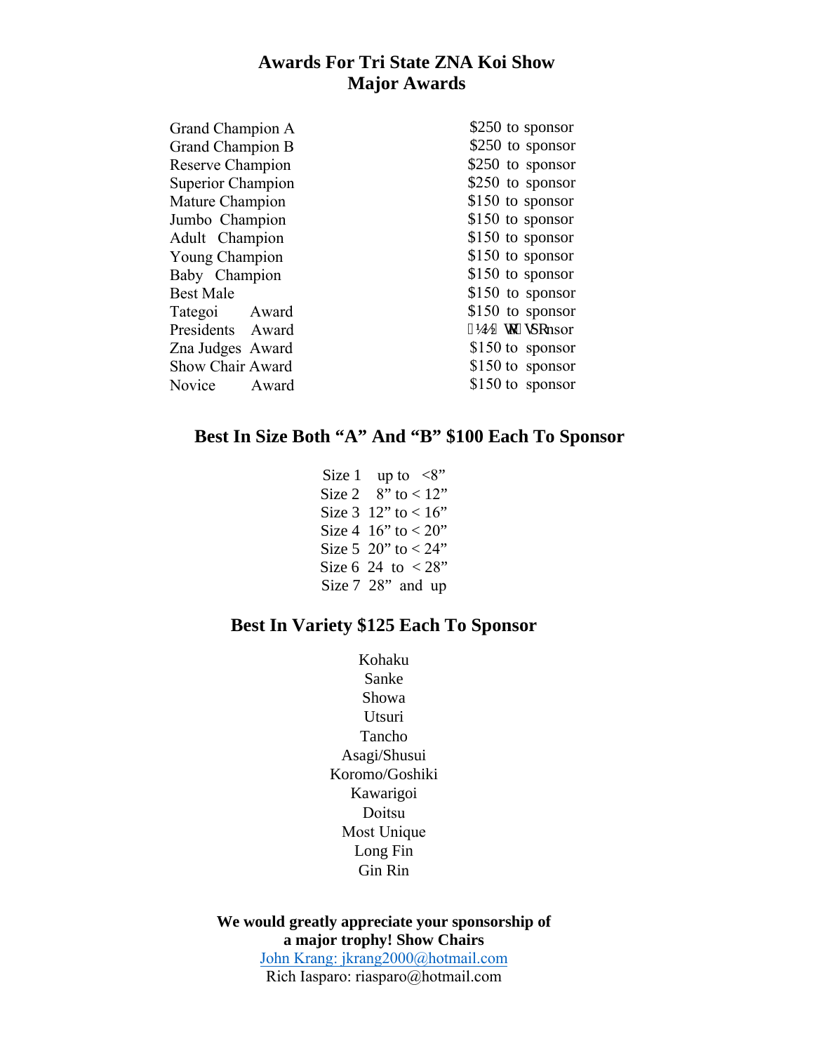# Awards For Tri State ZNA Koi Show
## Major Awards

| Award | Sponsorship |
|---|---|
| Grand Champion A | $250 to sponsor |
| Grand Champion B | $250 to sponsor |
| Reserve Champion | $250 to sponsor |
| Superior Champion | $250 to sponsor |
| Mature Champion | $150 to sponsor |
| Jumbo Champion | $150 to sponsor |
| Adult Champion | $150 to sponsor |
| Young Champion | $150 to sponsor |
| Baby Champion | $150 to sponsor |
| Best Male | $150 to sponsor |
| Tategoi Award | $150 to sponsor |
| Presidents Award | $150 to sponsor |
| Zna Judges Award | $150 to sponsor |
| Show Chair Award | $150 to sponsor |
| Novice Award | $150 to sponsor |

## Best In Size Both "A" And "B" $100 Each To Sponsor

Size 1 up to <8"
Size 2 8" to < 12"
Size 3 12" to < 16"
Size 4 16" to < 20"
Size 5 20" to < 24"
Size 6 24 to < 28"
Size 7 28" and up

## Best In Variety $125 Each To Sponsor

Kohaku
Sanke
Showa
Utsuri
Tancho
Asagi/Shusui
Koromo/Goshiki
Kawarigoi
Doitsu
Most Unique
Long Fin
Gin Rin

**We would greatly appreciate your sponsorship of a major trophy! Show Chairs**

John Krang: jkrang2000@hotmail.com
Rich Iasparo: riasparo@hotmail.com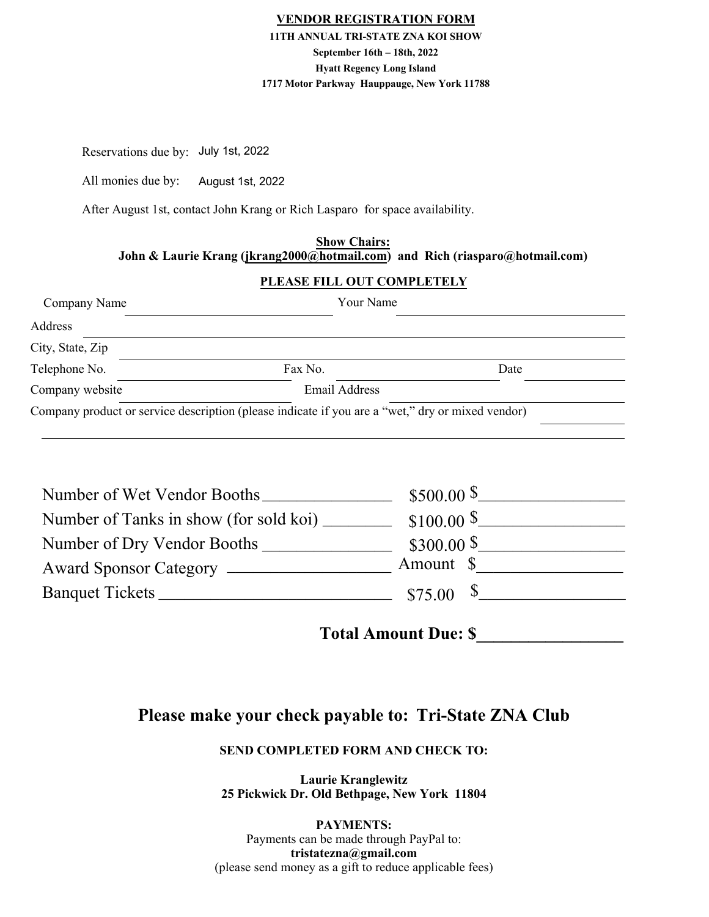**VENDOR REGISTRATION FORM**

**11TH ANNUAL TRI-STATE ZNA KOI SHOW**

**September 16th – 18th, 2022**

**Hyatt Regency Long Island**

**1717 Motor Parkway Hauppauge, New York 11788**

Reservations due by: July 1st, 2022

All monies due by: August 1st, 2022

After August 1st, contact John Krang or Rich Lasparo for space availability.

**Show Chairs:**

**John & Laurie Krang (jkrang2000@hotmail.com) and Rich (riasparo@hotmail.com)**

**PLEASE FILL OUT COMPLETELY**

Company Name ______________________ Your Name ______________________

Address ______________________________________________

City, State, Zip ______________________________________________

Telephone No. ______________ Fax No. ______________ Date ______________

Company website ______________ Email Address ______________________

Company product or service description (please indicate if you are a "wet," dry or mixed vendor) __________

______________________________________________

Number of Wet Vendor Booths ____________ $500.00 $______________

Number of Tanks in show (for sold koi) ________ $100.00 $______________

Number of Dry Vendor Booths ____________ $300.00 $______________

Award Sponsor Category ______________ Amount $______________

Banquet Tickets ______________________ $75.00 $______________

**Total Amount Due: $______________**

## Please make your check payable to: Tri-State ZNA Club

**SEND COMPLETED FORM AND CHECK TO:**

**Laurie Kranglewitz**
**25 Pickwick Dr. Old Bethpage, New York 11804**

**PAYMENTS:**

Payments can be made through PayPal to:
**tristatezna@gmail.com**
(please send money as a gift to reduce applicable fees)